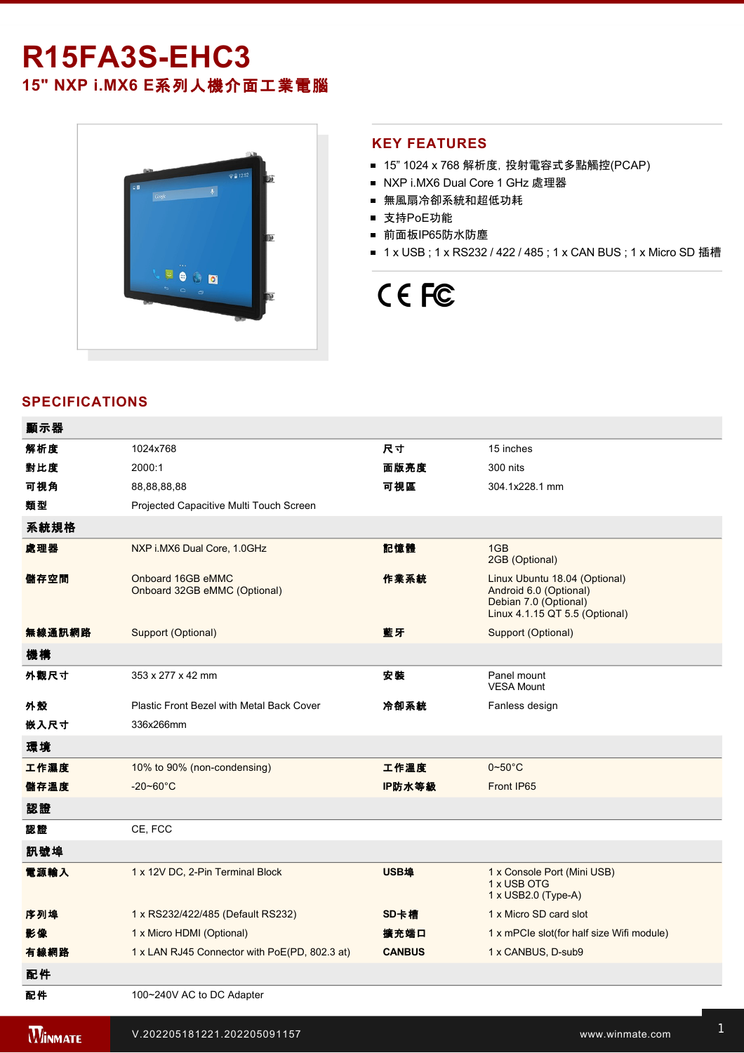# R15FA3S-EHC3

## 15" NXP i.MX6 E系列人機介面工業電腦

## KEY FEATURES

- 15" 1024 x 768 解析度, 投射電容式多點觸控(PCAP)
- NXP i.MX6 Dual Core 1 GHz 處理器
- 無風扇冷卻系統和超低功耗
- 支持PoE功能
- 前面板IP65防水防塵
- 1 x USB ; 1 x RS232 / 422 / 485 ; 1 x CAN BUS ; 1 x Micro SD 插槽

## SPECIFICATIONS

| 顯示器 | | | |
|---|---|---|---|
| 解析度 | 1024x768 | 尺寸 | 15 inches |
| 對比度 | 2000:1 | 面版亮度 | 300 nits |
| 可視角 | 88,88,88,88 | 可視區 | 304.1x228.1 mm |
| 類型 | Projected Capacitive Multi Touch Screen | | |
| **系統規格** | | | |
| 處理器 | NXP i.MX6 Dual Core, 1.0GHz | 記憶體 | 1GB<br>2GB (Optional) |
| 儲存空間 | Onboard 16GB eMMC<br>Onboard 32GB eMMC (Optional) | 作業系統 | Linux Ubuntu 18.04 (Optional)<br>Android 6.0 (Optional)<br>Debian 7.0 (Optional)<br>Linux 4.1.15 QT 5.5 (Optional) |
| 無線通訊網路 | Support (Optional) | 藍牙 | Support (Optional) |
| **機構** | | | |
| 外觀尺寸 | 353 x 277 x 42 mm | 安裝 | Panel mount<br>VESA Mount |
| 外殼 | Plastic Front Bezel with Metal Back Cover | 冷卻系統 | Fanless design |
| 嵌入尺寸 | 336x266mm | | |
| **環境** | | | |
| 工作濕度 | 10% to 90% (non-condensing) | 工作溫度 | 0~50°C |
| 儲存溫度 | -20~60°C | IP防水等級 | Front IP65 |
| **認證** | | | |
| 認證 | CE, FCC | | |
| **訊號埠** | | | |
| 電源輸入 | 1 x 12V DC, 2-Pin Terminal Block | USB埠 | 1 x Console Port (Mini USB)<br>1 x USB OTG<br>1 x USB2.0 (Type-A) |
| 序列埠 | 1 x RS232/422/485 (Default RS232) | SD卡槽 | 1 x Micro SD card slot |
| 影像 | 1 x Micro HDMI (Optional) | 擴充端口 | 1 x mPCIe slot(for half size Wifi module) |
| 有線網路 | 1 x LAN RJ45 Connector with PoE(PD, 802.3 at) | CANBUS | 1 x CANBUS, D-sub9 |
| **配件** | | | |
| 配件 | 100~240V AC to DC Adapter | | |

V.202205181221.202205091157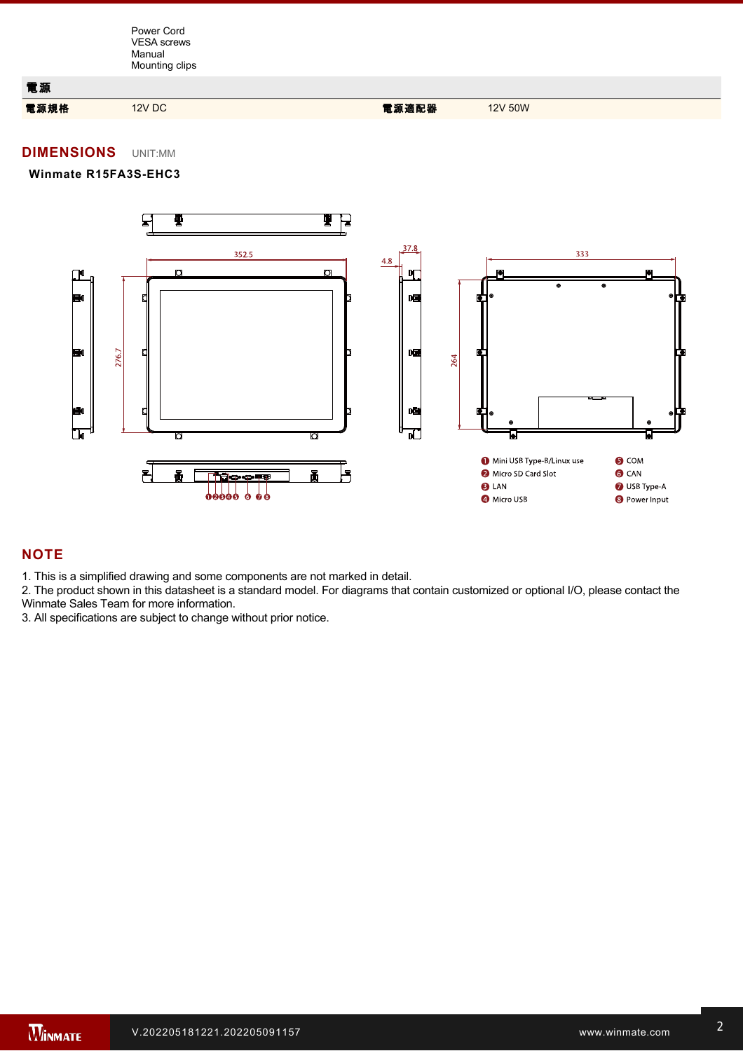| | | | |
|---|---|---|---|
| | Power Cord<br>VESA screws<br>Manual<br>Mounting clips | | |
| **電源** | | | |
| **電源規格** | 12V DC | **電源適配器** | 12V 50W |

## DIMENSIONS

UNIT:MM

**Winmate R15FA3S-EHC3**

352.5

276.7

37.8

4.8

333

264

❶ Mini USB Type-B/Linux use
❷ Micro SD Card Slot
❸ LAN
❹ Micro USB
❺ COM
❻ CAN
❼ USB Type-A
❽ Power Input

## NOTE

1. This is a simplified drawing and some components are not marked in detail.
2. The product shown in this datasheet is a standard model. For diagrams that contain customized or optional I/O, please contact the Winmate Sales Team for more information.
3. All specifications are subject to change without prior notice.